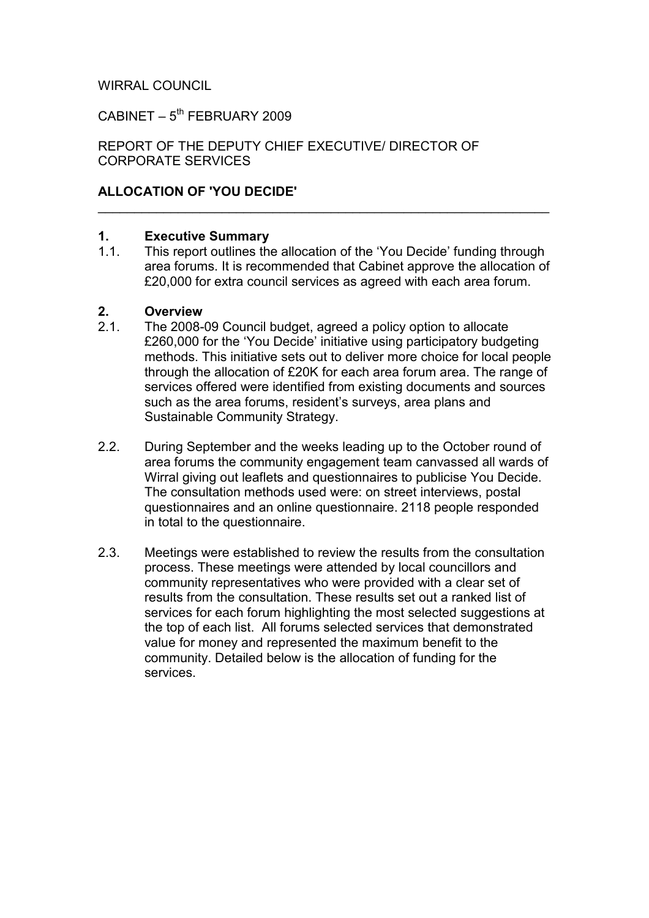WIRRAL COUNCIL

CABINET – 5th FEBRUARY 2009

REPORT OF THE DEPUTY CHIEF EXECUTIVE/ DIRECTOR OF CORPORATE SERVICES

**ALLOCATION OF 'YOU DECIDE'**

---

**1. Executive Summary**

1.1. This report outlines the allocation of the 'You Decide' funding through area forums. It is recommended that Cabinet approve the allocation of £20,000 for extra council services as agreed with each area forum.

**2. Overview**

2.1. The 2008-09 Council budget, agreed a policy option to allocate £260,000 for the 'You Decide' initiative using participatory budgeting methods. This initiative sets out to deliver more choice for local people through the allocation of £20K for each area forum area. The range of services offered were identified from existing documents and sources such as the area forums, resident's surveys, area plans and Sustainable Community Strategy.

2.2. During September and the weeks leading up to the October round of area forums the community engagement team canvassed all wards of Wirral giving out leaflets and questionnaires to publicise You Decide. The consultation methods used were: on street interviews, postal questionnaires and an online questionnaire. 2118 people responded in total to the questionnaire.

2.3. Meetings were established to review the results from the consultation process. These meetings were attended by local councillors and community representatives who were provided with a clear set of results from the consultation. These results set out a ranked list of services for each forum highlighting the most selected suggestions at the top of each list. All forums selected services that demonstrated value for money and represented the maximum benefit to the community. Detailed below is the allocation of funding for the services.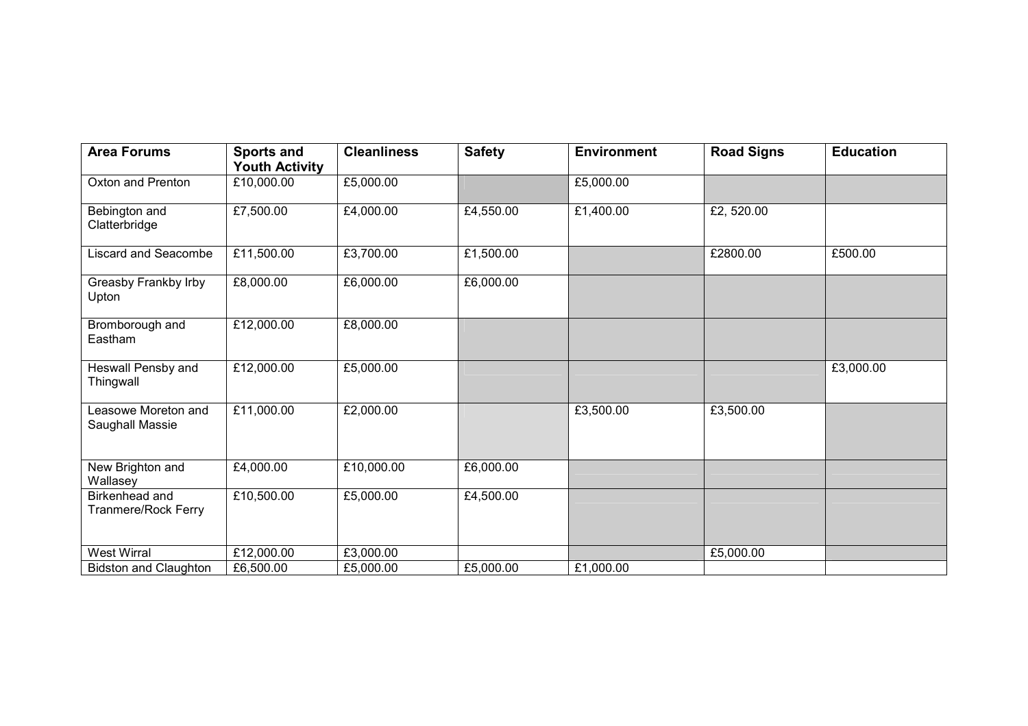| Area Forums | Sports and Youth Activity | Cleanliness | Safety | Environment | Road Signs | Education |
|---|---|---|---|---|---|---|
| Oxton and Prenton | £10,000.00 | £5,000.00 | | £5,000.00 | | |
| Bebington and Clatterbridge | £7,500.00 | £4,000.00 | £4,550.00 | £1,400.00 | £2, 520.00 | |
| Liscard and Seacombe | £11,500.00 | £3,700.00 | £1,500.00 | | £2800.00 | £500.00 |
| Greasby Frankby Irby Upton | £8,000.00 | £6,000.00 | £6,000.00 | | | |
| Bromborough and Eastham | £12,000.00 | £8,000.00 | | | | |
| Heswall Pensby and Thingwall | £12,000.00 | £5,000.00 | | | | £3,000.00 |
| Leasowe Moreton and Saughall Massie | £11,000.00 | £2,000.00 | | £3,500.00 | £3,500.00 | |
| New Brighton and Wallasey | £4,000.00 | £10,000.00 | £6,000.00 | | | |
| Birkenhead and Tranmere/Rock Ferry | £10,500.00 | £5,000.00 | £4,500.00 | | | |
| West Wirral | £12,000.00 | £3,000.00 | | | £5,000.00 | |
| Bidston and Claughton | £6,500.00 | £5,000.00 | £5,000.00 | £1,000.00 | | |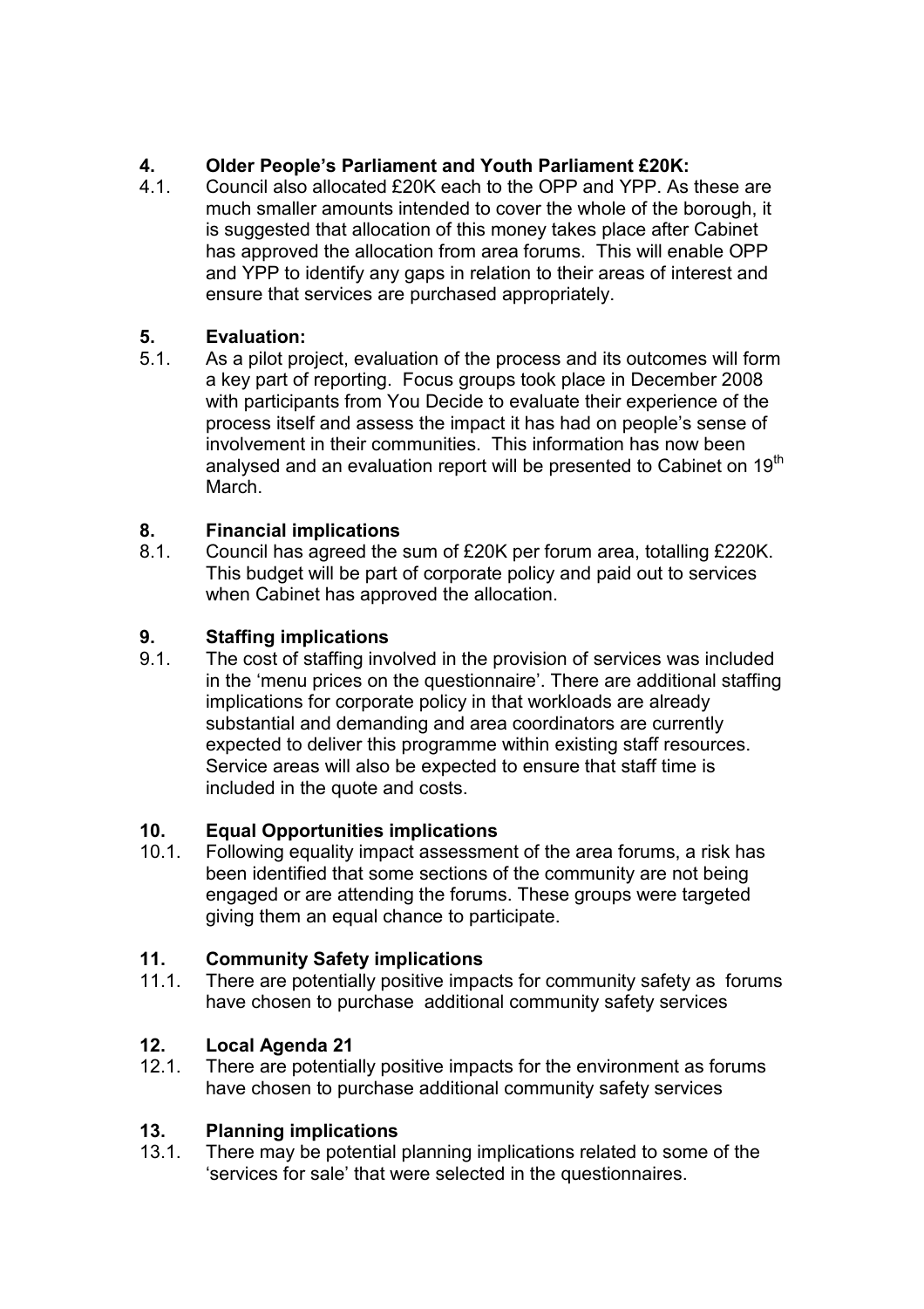## 4. Older People's Parliament and Youth Parliament £20K:

4.1. Council also allocated £20K each to the OPP and YPP. As these are much smaller amounts intended to cover the whole of the borough, it is suggested that allocation of this money takes place after Cabinet has approved the allocation from area forums. This will enable OPP and YPP to identify any gaps in relation to their areas of interest and ensure that services are purchased appropriately.

## 5. Evaluation:

5.1. As a pilot project, evaluation of the process and its outcomes will form a key part of reporting. Focus groups took place in December 2008 with participants from You Decide to evaluate their experience of the process itself and assess the impact it has had on people's sense of involvement in their communities. This information has now been analysed and an evaluation report will be presented to Cabinet on 19th March.

## 8. Financial implications

8.1. Council has agreed the sum of £20K per forum area, totalling £220K. This budget will be part of corporate policy and paid out to services when Cabinet has approved the allocation.

## 9. Staffing implications

9.1. The cost of staffing involved in the provision of services was included in the 'menu prices on the questionnaire'. There are additional staffing implications for corporate policy in that workloads are already substantial and demanding and area coordinators are currently expected to deliver this programme within existing staff resources. Service areas will also be expected to ensure that staff time is included in the quote and costs.

## 10. Equal Opportunities implications

10.1. Following equality impact assessment of the area forums, a risk has been identified that some sections of the community are not being engaged or are attending the forums. These groups were targeted giving them an equal chance to participate.

## 11. Community Safety implications

11.1. There are potentially positive impacts for community safety as forums have chosen to purchase additional community safety services

## 12. Local Agenda 21

12.1. There are potentially positive impacts for the environment as forums have chosen to purchase additional community safety services

## 13. Planning implications

13.1. There may be potential planning implications related to some of the 'services for sale' that were selected in the questionnaires.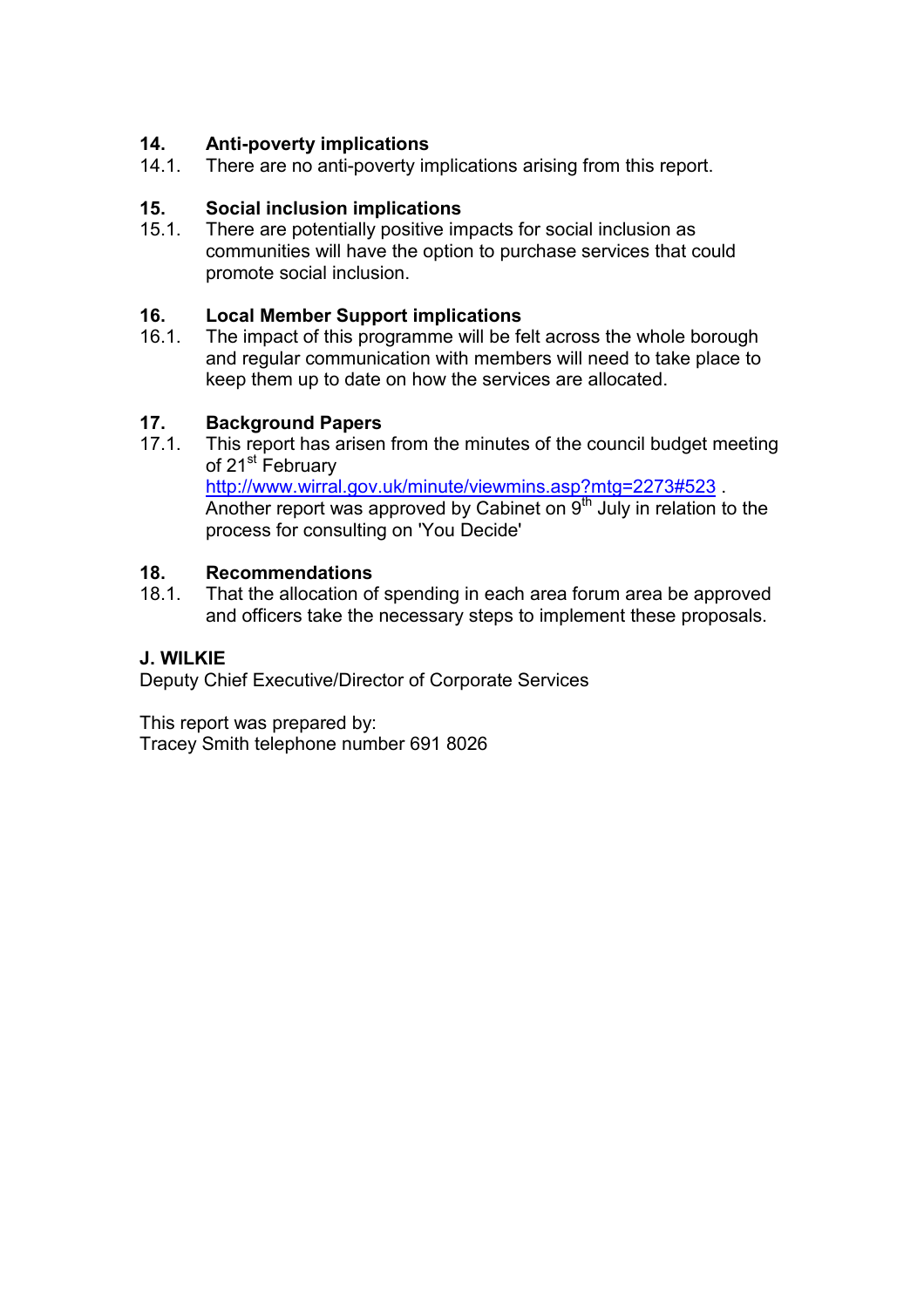## 14. Anti-poverty implications

14.1. There are no anti-poverty implications arising from this report.

## 15. Social inclusion implications

15.1. There are potentially positive impacts for social inclusion as communities will have the option to purchase services that could promote social inclusion.

## 16. Local Member Support implications

16.1. The impact of this programme will be felt across the whole borough and regular communication with members will need to take place to keep them up to date on how the services are allocated.

## 17. Background Papers

17.1. This report has arisen from the minutes of the council budget meeting of 21st February http://www.wirral.gov.uk/minute/viewmins.asp?mtg=2273#523 . Another report was approved by Cabinet on 9th July in relation to the process for consulting on 'You Decide'

## 18. Recommendations

18.1. That the allocation of spending in each area forum area be approved and officers take the necessary steps to implement these proposals.

**J. WILKIE**
Deputy Chief Executive/Director of Corporate Services

This report was prepared by:
Tracey Smith telephone number 691 8026